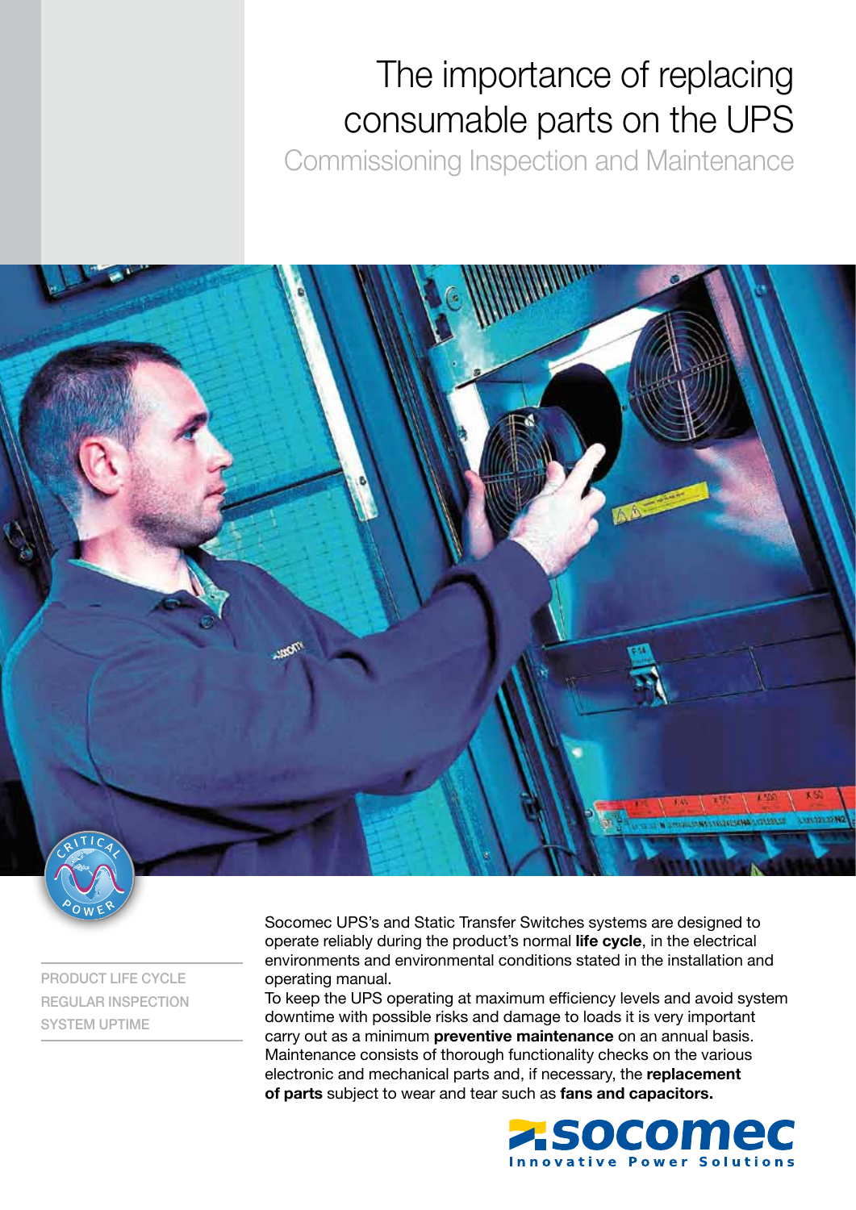# The importance of replacing consumable parts on the UPS

## Commissioning Inspection and Maintenance

PRODUCT LIFE CYCLE
REGULAR INSPECTION
SYSTEM UPTIME

Socomec UPS's and Static Transfer Switches systems are designed to operate reliably during the product's normal **life cycle**, in the electrical environments and environmental conditions stated in the installation and operating manual.
To keep the UPS operating at maximum efficiency levels and avoid system downtime with possible risks and damage to loads it is very important carry out as a minimum **preventive maintenance** on an annual basis. Maintenance consists of thorough functionality checks on the various electronic and mechanical parts and, if necessary, the **replacement of parts** subject to wear and tear such as **fans and capacitors.**

socomec
Innovative Power Solutions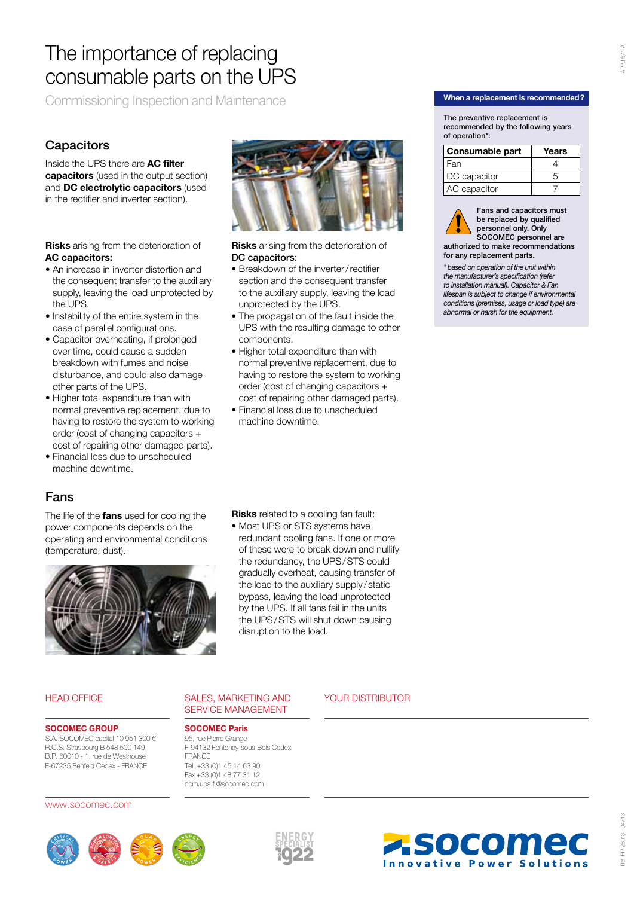# The importance of replacing consumable parts on the UPS

Commissioning Inspection and Maintenance

## Capacitors

Inside the UPS there are **AC filter capacitors** (used in the output section) and **DC electrolytic capacitors** (used in the rectifier and inverter section).

**Risks** arising from the deterioration of **AC capacitors:**

- An increase in inverter distortion and the consequent transfer to the auxiliary supply, leaving the load unprotected by the UPS.
- Instability of the entire system in the case of parallel configurations.
- Capacitor overheating, if prolonged over time, could cause a sudden breakdown with fumes and noise disturbance, and could also damage other parts of the UPS.
- Higher total expenditure than with normal preventive replacement, due to having to restore the system to working order (cost of changing capacitors + cost of repairing other damaged parts).
- Financial loss due to unscheduled machine downtime.

**Risks** arising from the deterioration of **DC capacitors:**

- Breakdown of the inverter / rectifier section and the consequent transfer to the auxiliary supply, leaving the load unprotected by the UPS.
- The propagation of the fault inside the UPS with the resulting damage to other components.
- Higher total expenditure than with normal preventive replacement, due to having to restore the system to working order (cost of changing capacitors + cost of repairing other damaged parts).
- Financial loss due to unscheduled machine downtime.

## Fans

The life of the **fans** used for cooling the power components depends on the operating and environmental conditions (temperature, dust).

**Risks** related to a cooling fan fault:

- Most UPS or STS systems have redundant cooling fans. If one or more of these were to break down and nullify the redundancy, the UPS / STS could gradually overheat, causing transfer of the load to the auxiliary supply / static bypass, leaving the load unprotected by the UPS. If all fans fail in the units the UPS / STS will shut down causing disruption to the load.

### When a replacement is recommended?

The preventive replacement is recommended by the following years of operation*:

| Consumable part | Years |
|---|---|
| Fan | 4 |
| DC capacitor | 5 |
| AC capacitor | 7 |

**Fans and capacitors must be replaced by qualified personnel only. Only SOCOMEC personnel are authorized to make recommendations for any replacement parts.**

*\* based on operation of the unit within the manufacturer's specification (refer to installation manual). Capacitor & Fan lifespan is subject to change if environmental conditions (premises, usage or load type) are abnormal or harsh for the equipment.*

---

HEAD OFFICE

**SOCOMEC GROUP**
S.A. SOCOMEC capital 10 951 300 €
R.C.S. Strasbourg B 548 500 149
B.P. 60010 - 1, rue de Westhouse
F-67235 Benfeld Cedex - FRANCE

SALES, MARKETING AND SERVICE MANAGEMENT

**SOCOMEC Paris**
95, rue Pierre Grange
F-94132 Fontenay-sous-Bois Cedex
FRANCE
Tel. +33 (0)1 45 14 63 90
Fax +33 (0)1 48 77 31 12
dcm.ups.fr@socomec.com

YOUR DISTRIBUTOR

www.socomec.com

socomec — Innovative Power Solutions

APPLI 571 A

Réf. FIP 26013 - 04/13